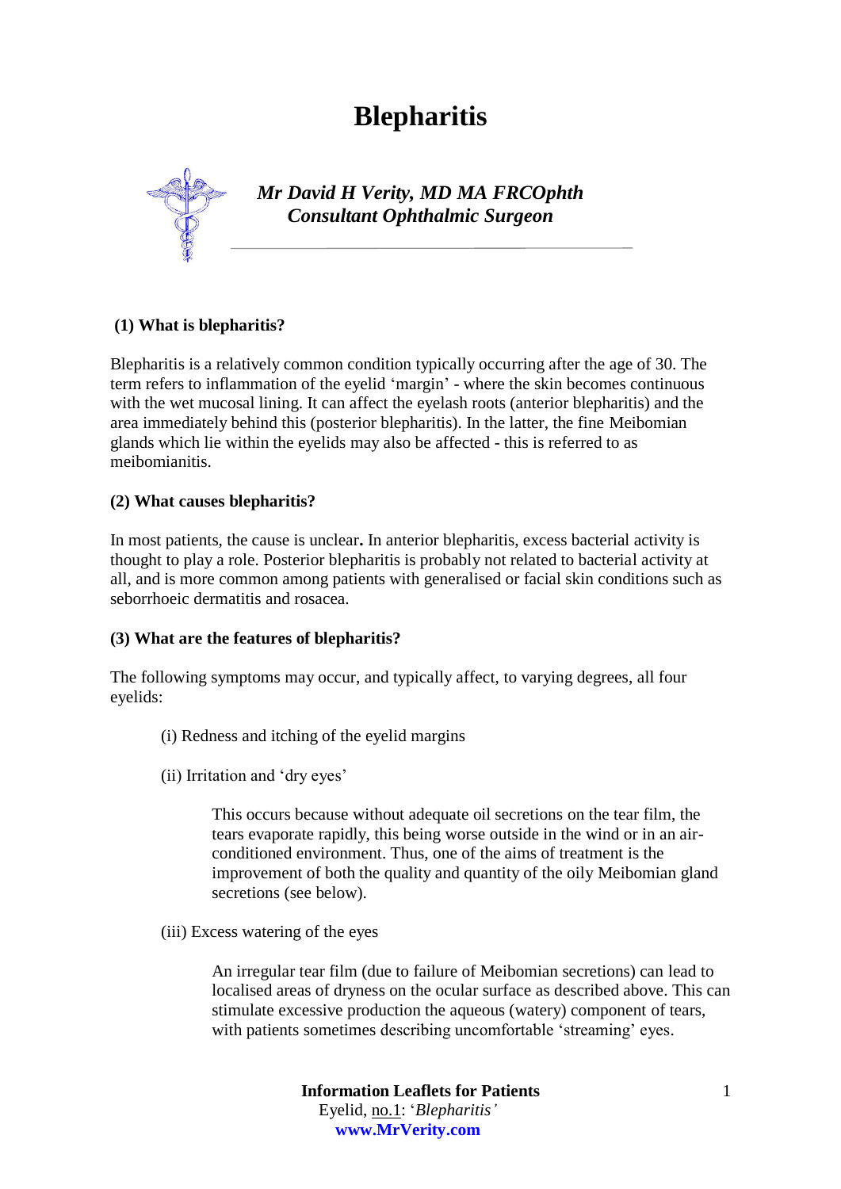# Blepharitis

***Mr David H Verity, MD MA FRCOphth***
***Consultant Ophthalmic Surgeon***

### (1) What is blepharitis?

Blepharitis is a relatively common condition typically occurring after the age of 30. The term refers to inflammation of the eyelid 'margin' - where the skin becomes continuous with the wet mucosal lining. It can affect the eyelash roots (anterior blepharitis) and the area immediately behind this (posterior blepharitis). In the latter, the fine Meibomian glands which lie within the eyelids may also be affected - this is referred to as meibomianitis.

### (2) What causes blepharitis?

In most patients, the cause is unclear**.** In anterior blepharitis, excess bacterial activity is thought to play a role. Posterior blepharitis is probably not related to bacterial activity at all, and is more common among patients with generalised or facial skin conditions such as seborrhoeic dermatitis and rosacea.

### (3) What are the features of blepharitis?

The following symptoms may occur, and typically affect, to varying degrees, all four eyelids:

(i) Redness and itching of the eyelid margins

(ii) Irritation and 'dry eyes'

> This occurs because without adequate oil secretions on the tear film, the tears evaporate rapidly, this being worse outside in the wind or in an air-conditioned environment. Thus, one of the aims of treatment is the improvement of both the quality and quantity of the oily Meibomian gland secretions (see below).

(iii) Excess watering of the eyes

> An irregular tear film (due to failure of Meibomian secretions) can lead to localised areas of dryness on the ocular surface as described above. This can stimulate excessive production the aqueous (watery) component of tears, with patients sometimes describing uncomfortable 'streaming' eyes.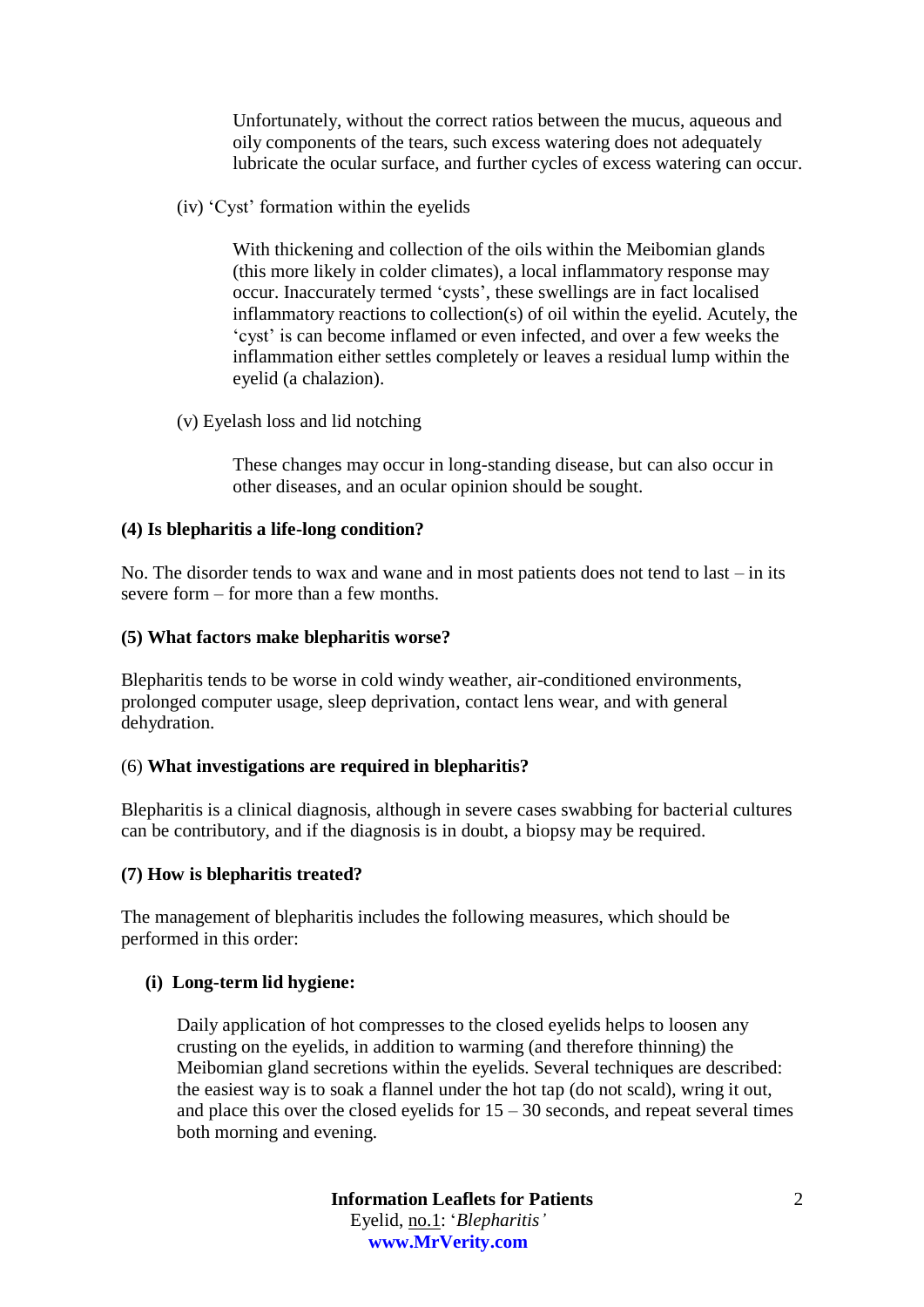Unfortunately, without the correct ratios between the mucus, aqueous and oily components of the tears, such excess watering does not adequately lubricate the ocular surface, and further cycles of excess watering can occur.

(iv) 'Cyst' formation within the eyelids

With thickening and collection of the oils within the Meibomian glands (this more likely in colder climates), a local inflammatory response may occur. Inaccurately termed 'cysts', these swellings are in fact localised inflammatory reactions to collection(s) of oil within the eyelid. Acutely, the 'cyst' is can become inflamed or even infected, and over a few weeks the inflammation either settles completely or leaves a residual lump within the eyelid (a chalazion).

(v) Eyelash loss and lid notching

These changes may occur in long-standing disease, but can also occur in other diseases, and an ocular opinion should be sought.

**(4) Is blepharitis a life-long condition?**

No. The disorder tends to wax and wane and in most patients does not tend to last – in its severe form – for more than a few months.

**(5) What factors make blepharitis worse?**

Blepharitis tends to be worse in cold windy weather, air-conditioned environments, prolonged computer usage, sleep deprivation, contact lens wear, and with general dehydration.

(6) **What investigations are required in blepharitis?**

Blepharitis is a clinical diagnosis, although in severe cases swabbing for bacterial cultures can be contributory, and if the diagnosis is in doubt, a biopsy may be required.

**(7) How is blepharitis treated?**

The management of blepharitis includes the following measures, which should be performed in this order:

**(i) Long-term lid hygiene:**

Daily application of hot compresses to the closed eyelids helps to loosen any crusting on the eyelids, in addition to warming (and therefore thinning) the Meibomian gland secretions within the eyelids. Several techniques are described: the easiest way is to soak a flannel under the hot tap (do not scald), wring it out, and place this over the closed eyelids for 15 – 30 seconds, and repeat several times both morning and evening.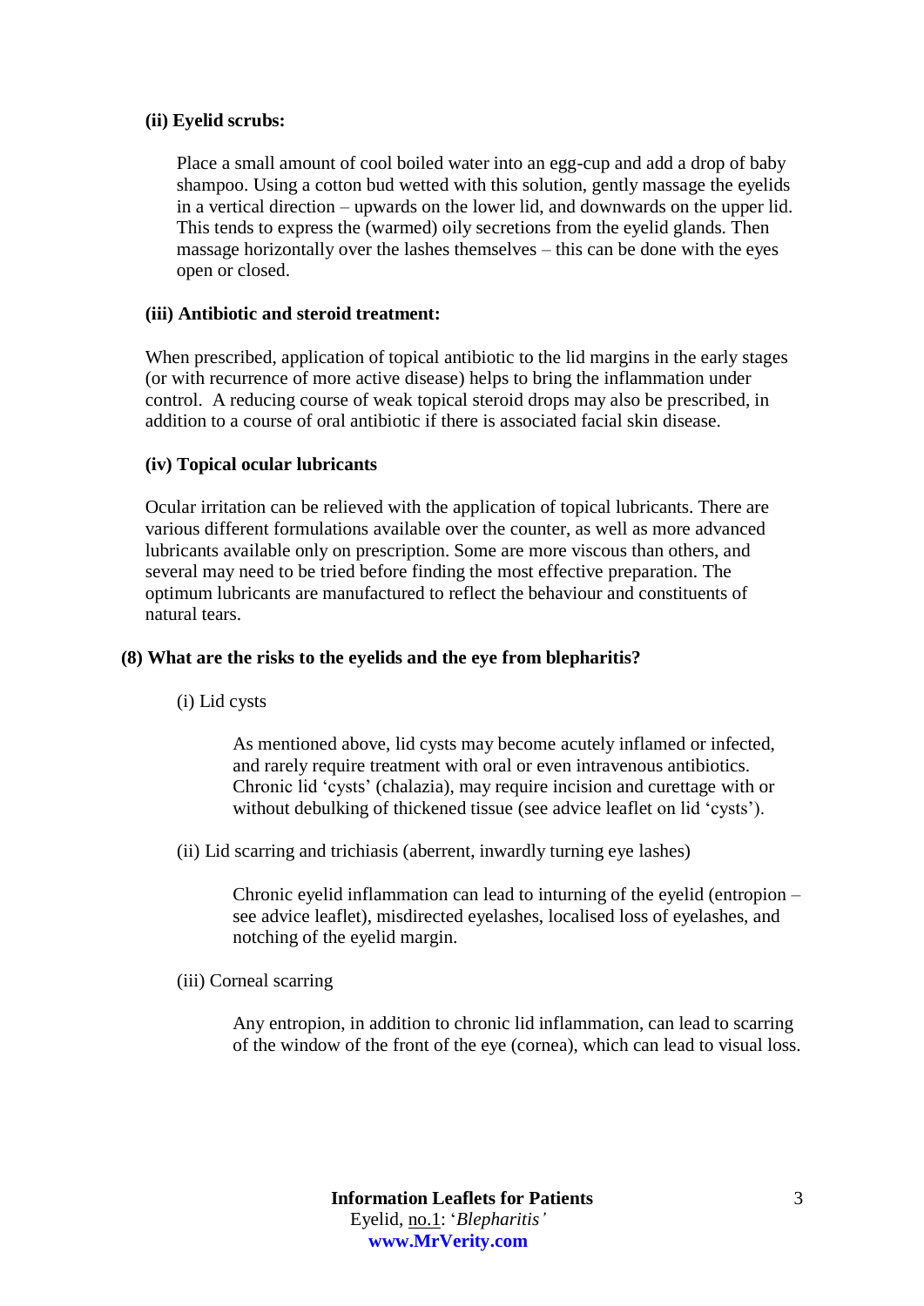**(ii) Eyelid scrubs:**

Place a small amount of cool boiled water into an egg-cup and add a drop of baby shampoo. Using a cotton bud wetted with this solution, gently massage the eyelids in a vertical direction – upwards on the lower lid, and downwards on the upper lid. This tends to express the (warmed) oily secretions from the eyelid glands. Then massage horizontally over the lashes themselves – this can be done with the eyes open or closed.

**(iii) Antibiotic and steroid treatment:**

When prescribed, application of topical antibiotic to the lid margins in the early stages (or with recurrence of more active disease) helps to bring the inflammation under control. A reducing course of weak topical steroid drops may also be prescribed, in addition to a course of oral antibiotic if there is associated facial skin disease.

**(iv) Topical ocular lubricants**

Ocular irritation can be relieved with the application of topical lubricants. There are various different formulations available over the counter, as well as more advanced lubricants available only on prescription. Some are more viscous than others, and several may need to be tried before finding the most effective preparation. The optimum lubricants are manufactured to reflect the behaviour and constituents of natural tears.

**(8) What are the risks to the eyelids and the eye from blepharitis?**

(i) Lid cysts

As mentioned above, lid cysts may become acutely inflamed or infected, and rarely require treatment with oral or even intravenous antibiotics. Chronic lid 'cysts' (chalazia), may require incision and curettage with or without debulking of thickened tissue (see advice leaflet on lid 'cysts').

(ii) Lid scarring and trichiasis (aberrent, inwardly turning eye lashes)

Chronic eyelid inflammation can lead to inturning of the eyelid (entropion – see advice leaflet), misdirected eyelashes, localised loss of eyelashes, and notching of the eyelid margin.

(iii) Corneal scarring

Any entropion, in addition to chronic lid inflammation, can lead to scarring of the window of the front of the eye (cornea), which can lead to visual loss.